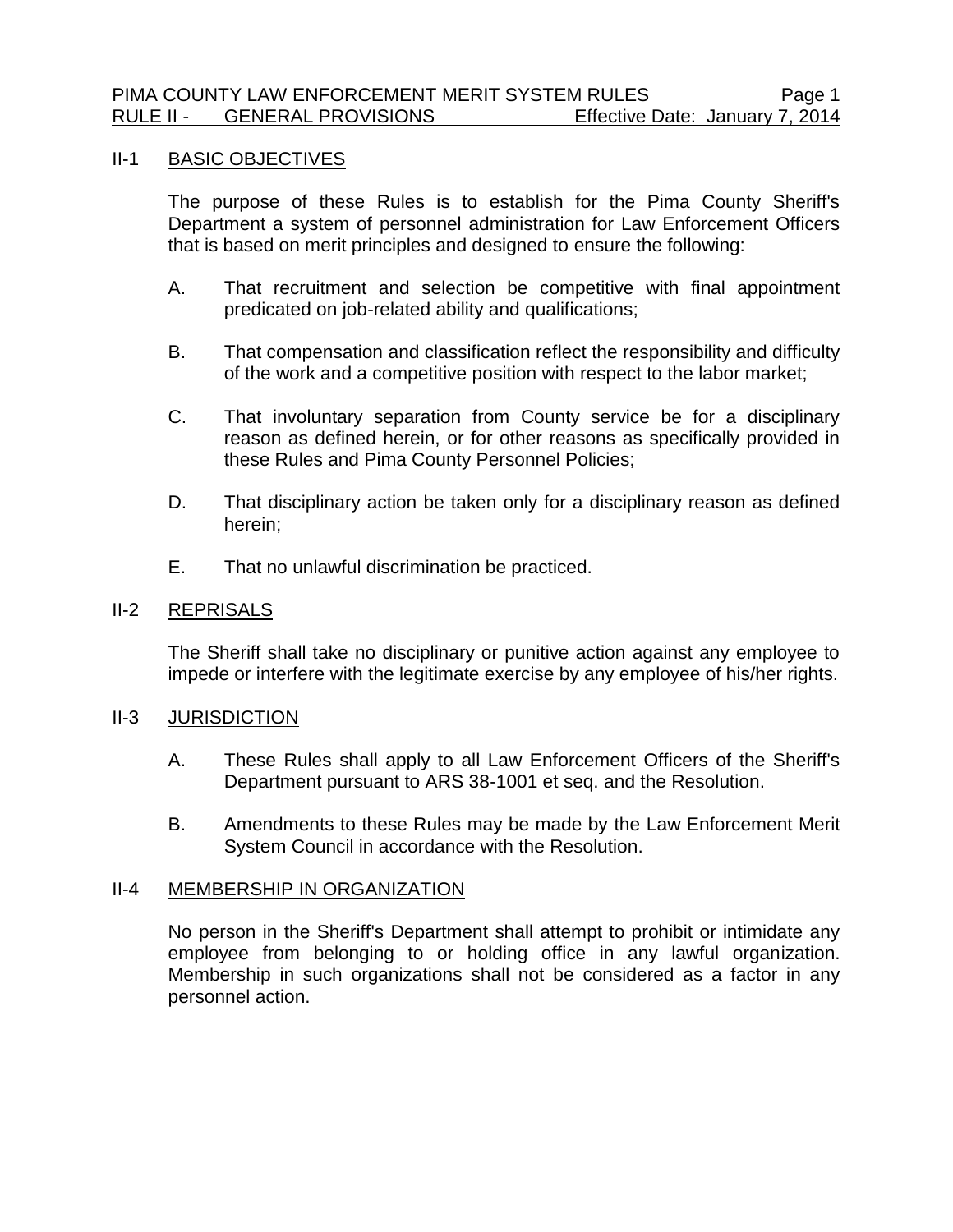# RULE II - GENERAL PROVISIONS

## II-1 BASIC OBJECTIVES

The purpose of these Rules is to establish for the Pima County Sheriff's Department a system of personnel administration for Law Enforcement Officers that is based on merit principles and designed to ensure the following:

A. That recruitment and selection be competitive with final appointment predicated on job-related ability and qualifications;

B. That compensation and classification reflect the responsibility and difficulty of the work and a competitive position with respect to the labor market;

C. That involuntary separation from County service be for a disciplinary reason as defined herein, or for other reasons as specifically provided in these Rules and Pima County Personnel Policies;

D. That disciplinary action be taken only for a disciplinary reason as defined herein;

E. That no unlawful discrimination be practiced.

## II-2 REPRISALS

The Sheriff shall take no disciplinary or punitive action against any employee to impede or interfere with the legitimate exercise by any employee of his/her rights.

## II-3 JURISDICTION

A. These Rules shall apply to all Law Enforcement Officers of the Sheriff's Department pursuant to ARS 38-1001 et seq. and the Resolution.

B. Amendments to these Rules may be made by the Law Enforcement Merit System Council in accordance with the Resolution.

## II-4 MEMBERSHIP IN ORGANIZATION

No person in the Sheriff's Department shall attempt to prohibit or intimidate any employee from belonging to or holding office in any lawful organization. Membership in such organizations shall not be considered as a factor in any personnel action.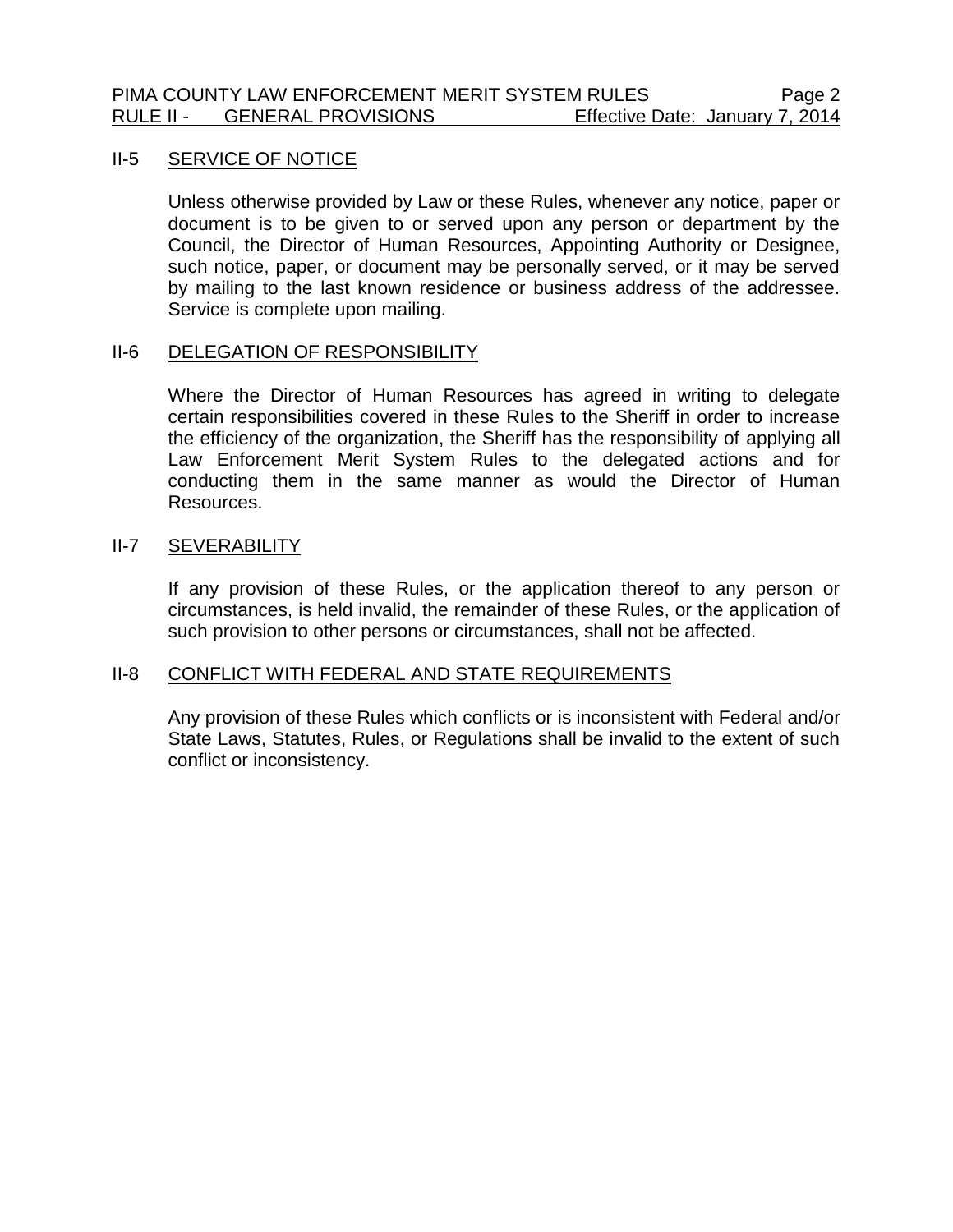## II-5 SERVICE OF NOTICE

Unless otherwise provided by Law or these Rules, whenever any notice, paper or document is to be given to or served upon any person or department by the Council, the Director of Human Resources, Appointing Authority or Designee, such notice, paper, or document may be personally served, or it may be served by mailing to the last known residence or business address of the addressee. Service is complete upon mailing.

## II-6 DELEGATION OF RESPONSIBILITY

Where the Director of Human Resources has agreed in writing to delegate certain responsibilities covered in these Rules to the Sheriff in order to increase the efficiency of the organization, the Sheriff has the responsibility of applying all Law Enforcement Merit System Rules to the delegated actions and for conducting them in the same manner as would the Director of Human Resources.

## II-7 SEVERABILITY

If any provision of these Rules, or the application thereof to any person or circumstances, is held invalid, the remainder of these Rules, or the application of such provision to other persons or circumstances, shall not be affected.

## II-8 CONFLICT WITH FEDERAL AND STATE REQUIREMENTS

Any provision of these Rules which conflicts or is inconsistent with Federal and/or State Laws, Statutes, Rules, or Regulations shall be invalid to the extent of such conflict or inconsistency.